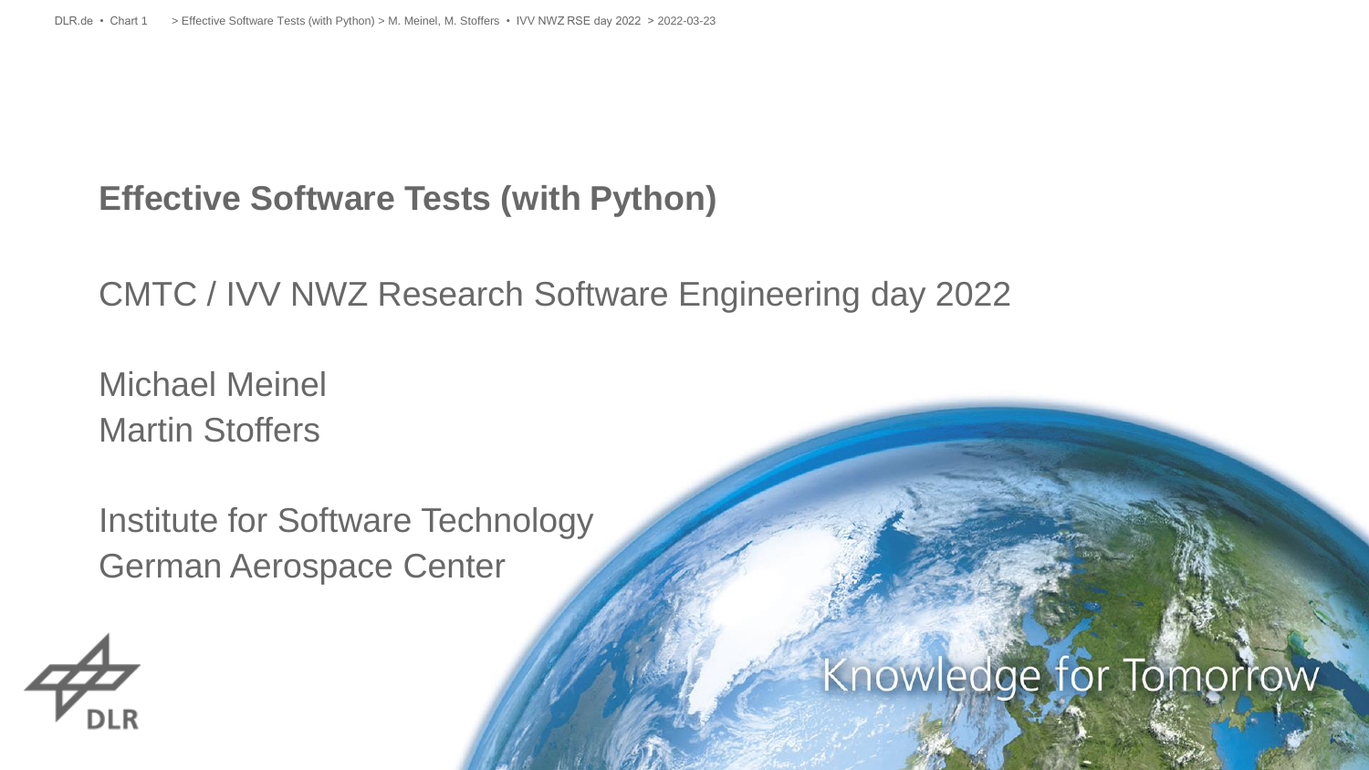# Effective Software Tests (with Python)

CMTC / IVV NWZ Research Software Engineering day 2022

Michael Meinel
Martin Stoffers

Institute for Software Technology
German Aerospace Center

Knowledge for Tomorrow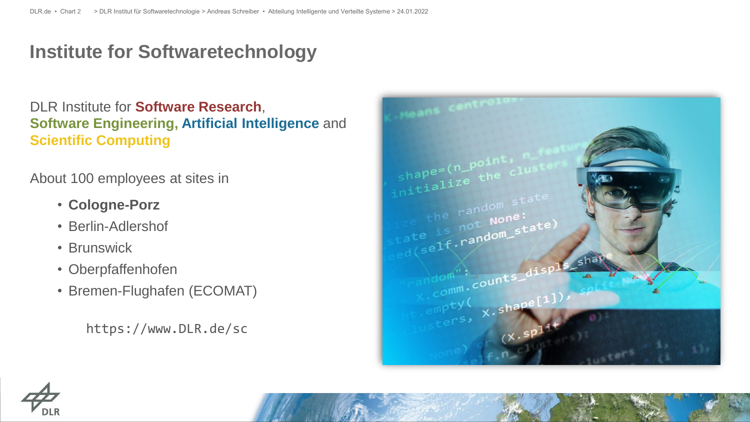# Institute for Softwaretechnology

DLR Institute for **Software Research**, **Software Engineering, Artificial Intelligence** and **Scientific Computing**

About 100 employees at sites in

- **Cologne-Porz**
- Berlin-Adlershof
- Brunswick
- Oberpfaffenhofen
- Bremen-Flughafen (ECOMAT)

`https://www.DLR.de/sc`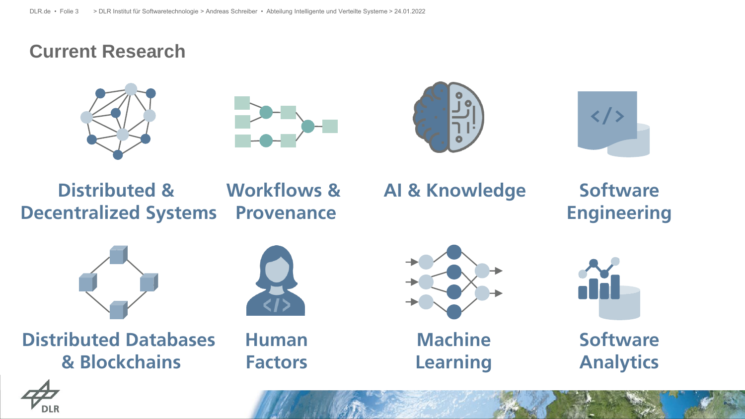# Current Research

- Distributed & Decentralized Systems
- Workflows & Provenance
- AI & Knowledge
- Software Engineering
- Distributed Databases & Blockchains
- Human Factors
- Machine Learning
- Software Analytics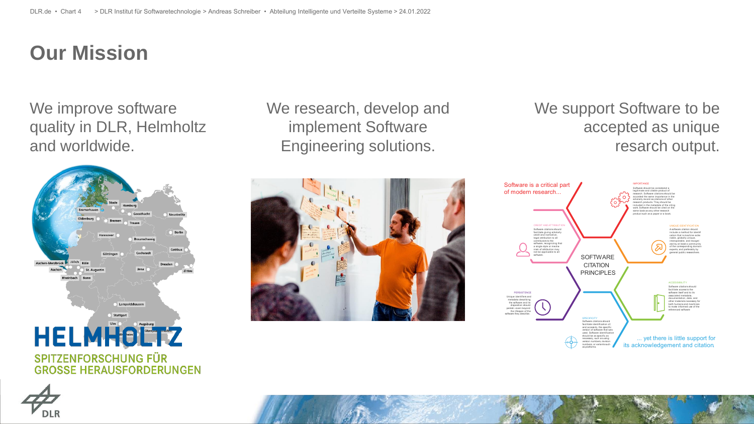# Our Mission

We improve software quality in DLR, Helmholtz and worldwide.

We research, develop and implement Software Engineering solutions.

We support Software to be accepted as unique resarch output.

Software is a critical part of modern research...

SOFTWARE CITATION PRINCIPLES

... yet there is little support for its acknowledgement and citation.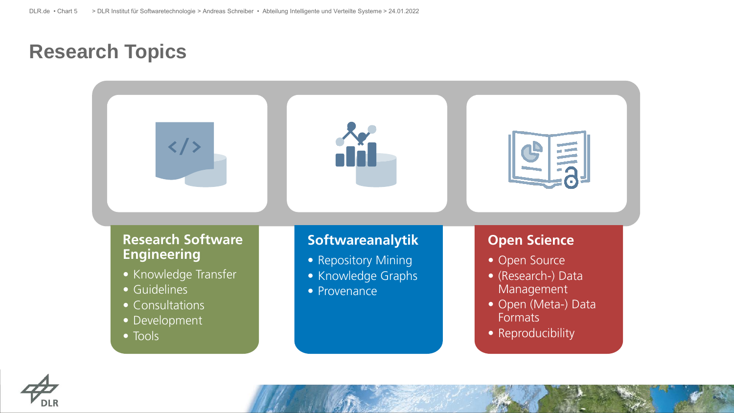# Research Topics

## Research Software Engineering

- Knowledge Transfer
- Guidelines
- Consultations
- Development
- Tools

## Softwareanalytik

- Repository Mining
- Knowledge Graphs
- Provenance

## Open Science

- Open Source
- (Research-) Data Management
- Open (Meta-) Data Formats
- Reproducibility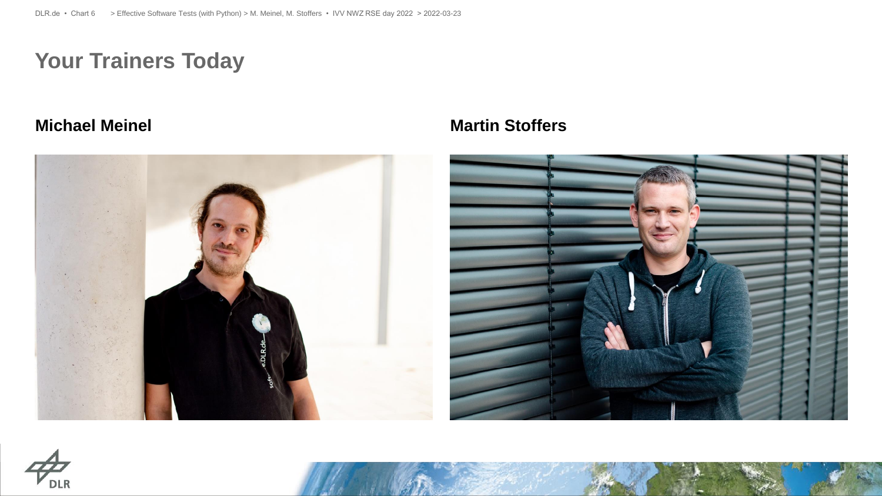# Your Trainers Today

## Michael Meinel

## Martin Stoffers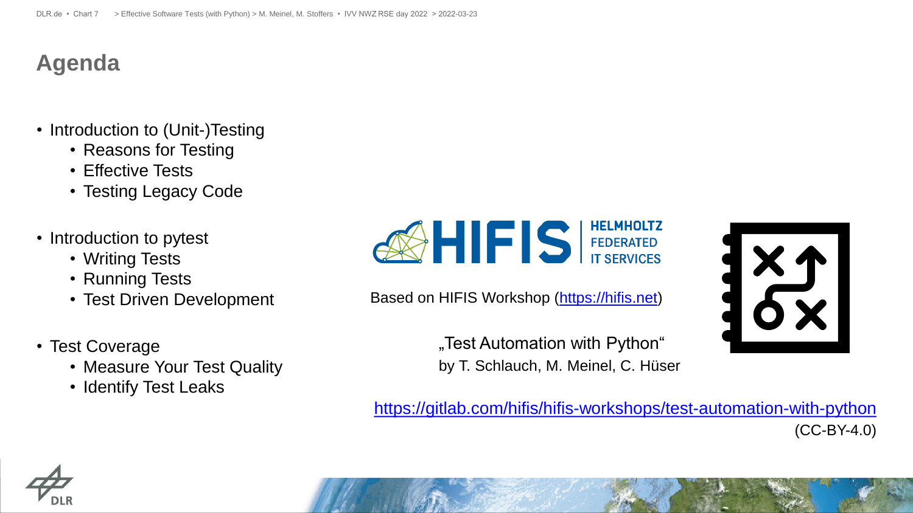# Agenda

- Introduction to (Unit-)Testing
  - Reasons for Testing
  - Effective Tests
  - Testing Legacy Code
- Introduction to pytest
  - Writing Tests
  - Running Tests
  - Test Driven Development
- Test Coverage
  - Measure Your Test Quality
  - Identify Test Leaks

HIFIS HELMHOLTZ FEDERATED IT SERVICES

Based on HIFIS Workshop (https://hifis.net)

„Test Automation with Python“
by T. Schlauch, M. Meinel, C. Hüser

https://gitlab.com/hifis/hifis-workshops/test-automation-with-python
(CC-BY-4.0)